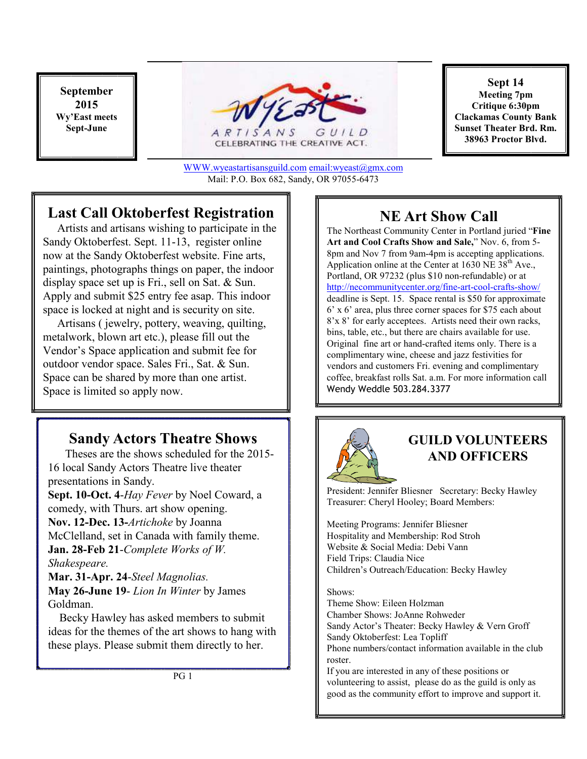September 2015
Wy'East meets Sept-June

Wy'East ARTISANS GUILD
CELEBRATING THE CREATIVE ACT.

Sept 14
Meeting 7pm
Critique 6:30pm
Clackamas County Bank
Sunset Theater Brd. Rm.
38963 Proctor Blvd.

WWW.wyeastartisansguild.com email:wyeast@gmx.com
Mail: P.O. Box 682, Sandy, OR 97055-6473

## Last Call Oktoberfest Registration

Artists and artisans wishing to participate in the Sandy Oktoberfest. Sept. 11-13, register online now at the Sandy Oktoberfest website. Fine arts, paintings, photographs things on paper, the indoor display space set up is Fri., sell on Sat. & Sun. Apply and submit $25 entry fee asap. This indoor space is locked at night and is security on site.

Artisans ( jewelry, pottery, weaving, quilting, metalwork, blown art etc.), please fill out the Vendor's Space application and submit fee for outdoor vendor space. Sales Fri., Sat. & Sun. Space can be shared by more than one artist. Space is limited so apply now.

## Sandy Actors Theatre Shows

Theses are the shows scheduled for the 2015-16 local Sandy Actors Theatre live theater presentations in Sandy.

**Sept. 10-Oct. 4**-*Hay Fever* by Noel Coward, a comedy, with Thurs. art show opening.
**Nov. 12-Dec. 13-***Artichoke* by Joanna McClelland, set in Canada with family theme.
**Jan. 28-Feb 21**-*Complete Works of W. Shakespeare.*
**Mar. 31-Apr. 24**-*Steel Magnolias.*
**May 26-June 19**- *Lion In Winter* by James Goldman.

Becky Hawley has asked members to submit ideas for the themes of the art shows to hang with these plays. Please submit them directly to her.

## NE Art Show Call

The Northeast Community Center in Portland juried "**Fine Art and Cool Crafts Show and Sale,**" Nov. 6, from 5-8pm and Nov 7 from 9am-4pm is accepting applications. Application online at the Center at 1630 NE 38th Ave., Portland, OR 97232 (plus $10 non-refundable) or at http://necommunitycenter.org/fine-art-cool-crafts-show/ deadline is Sept. 15. Space rental is $50 for approximate 6' x 6' area, plus three corner spaces for $75 each about 8'x 8' for early acceptees. Artists need their own racks, bins, table, etc., but there are chairs available for use. Original fine art or hand-crafted items only. There is a complimentary wine, cheese and jazz festivities for vendors and customers Fri. evening and complimentary coffee, breakfast rolls Sat. a.m. For more information call Wendy Weddle 503.284.3377

## GUILD VOLUNTEERS AND OFFICERS

President: Jennifer Bliesner Secretary: Becky Hawley
Treasurer: Cheryl Hooley; Board Members:

Meeting Programs: Jennifer Bliesner
Hospitality and Membership: Rod Stroh
Website & Social Media: Debi Vann
Field Trips: Claudia Nice
Children's Outreach/Education: Becky Hawley

Shows:
Theme Show: Eileen Holzman
Chamber Shows: JoAnne Rohweder
Sandy Actor's Theater: Becky Hawley & Vern Groff
Sandy Oktoberfest: Lea Topliff
Phone numbers/contact information available in the club roster.
If you are interested in any of these positions or volunteering to assist, please do as the guild is only as good as the community effort to improve and support it.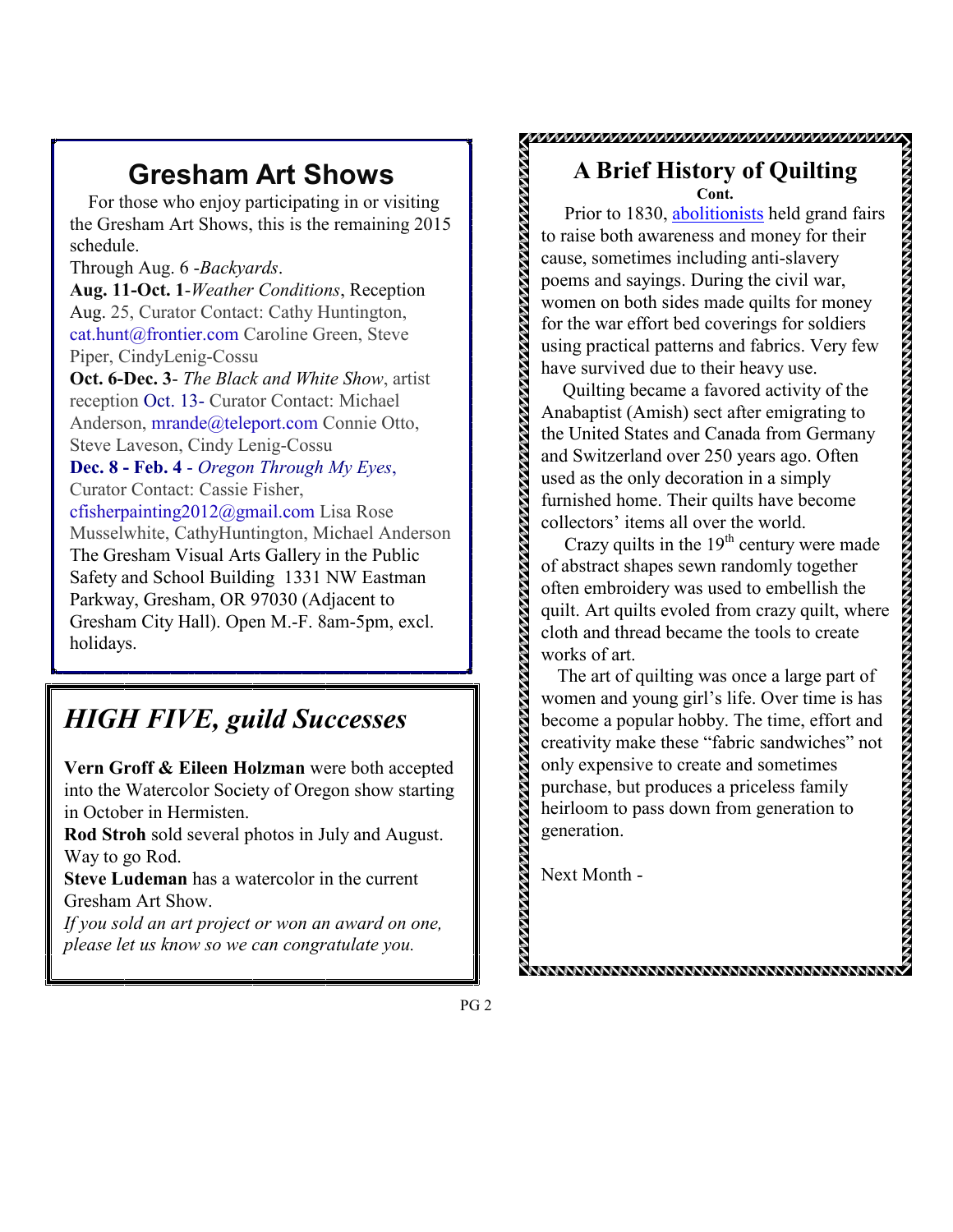# Gresham Art Shows

For those who enjoy participating in or visiting the Gresham Art Shows, this is the remaining 2015 schedule.

Through Aug. 6 -*Backyards*.

**Aug. 11-Oct. 1**-*Weather Conditions*, Reception Aug. 25, Curator Contact: Cathy Huntington, cat.hunt@frontier.com Caroline Green, Steve Piper, CindyLenig-Cossu

**Oct. 6-Dec. 3**- *The Black and White Show*, artist reception Oct. 13- Curator Contact: Michael Anderson, mrande@teleport.com Connie Otto, Steve Laveson, Cindy Lenig-Cossu

**Dec. 8 - Feb. 4** - *Oregon Through My Eyes*, Curator Contact: Cassie Fisher, cfisherpainting2012@gmail.com Lisa Rose Musselwhite, CathyHuntington, Michael Anderson

The Gresham Visual Arts Gallery in the Public Safety and School Building 1331 NW Eastman Parkway, Gresham, OR 97030 (Adjacent to Gresham City Hall). Open M.-F. 8am-5pm, excl. holidays.

## *HIGH FIVE, guild Successes*

**Vern Groff & Eileen Holzman** were both accepted into the Watercolor Society of Oregon show starting in October in Hermisten.

**Rod Stroh** sold several photos in July and August. Way to go Rod.

**Steve Ludeman** has a watercolor in the current Gresham Art Show.

*If you sold an art project or won an award on one, please let us know so we can congratulate you.*

## A Brief History of Quilting

**Cont.**

Prior to 1830, abolitionists held grand fairs to raise both awareness and money for their cause, sometimes including anti-slavery poems and sayings. During the civil war, women on both sides made quilts for money for the war effort bed coverings for soldiers using practical patterns and fabrics. Very few have survived due to their heavy use.

Quilting became a favored activity of the Anabaptist (Amish) sect after emigrating to the United States and Canada from Germany and Switzerland over 250 years ago. Often used as the only decoration in a simply furnished home. Their quilts have become collectors' items all over the world.

Crazy quilts in the 19th century were made of abstract shapes sewn randomly together often embroidery was used to embellish the quilt. Art quilts evoled from crazy quilt, where cloth and thread became the tools to create works of art.

The art of quilting was once a large part of women and young girl's life. Over time is has become a popular hobby. The time, effort and creativity make these "fabric sandwiches" not only expensive to create and sometimes purchase, but produces a priceless family heirloom to pass down from generation to generation.

Next Month -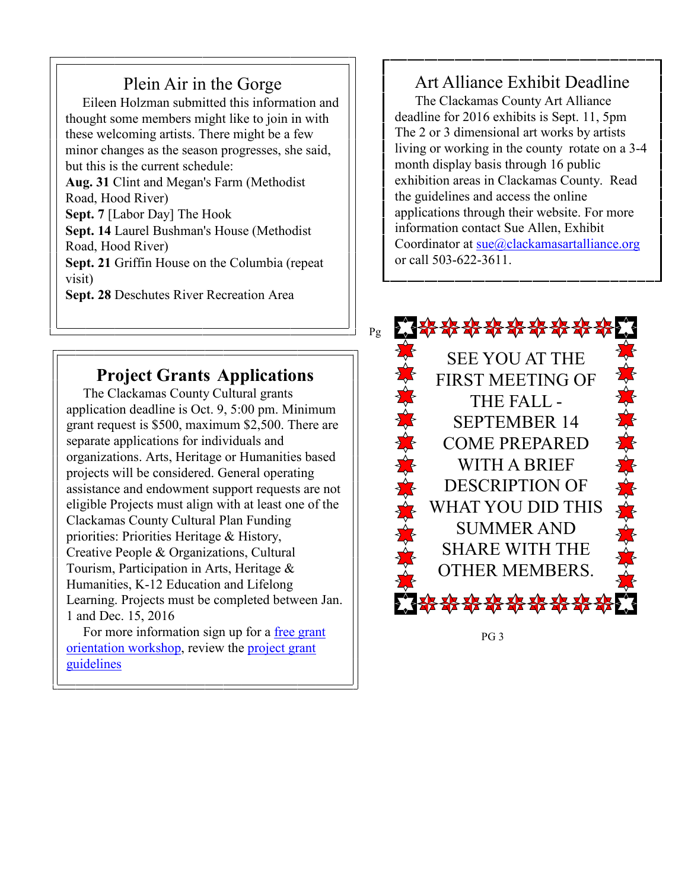## Plein Air in the Gorge

Eileen Holzman submitted this information and thought some members might like to join in with these welcoming artists. There might be a few minor changes as the season progresses, she said, but this is the current schedule:

**Aug. 31** Clint and Megan's Farm (Methodist Road, Hood River)
**Sept. 7** [Labor Day] The Hook
**Sept. 14** Laurel Bushman's House (Methodist Road, Hood River)
**Sept. 21** Griffin House on the Columbia (repeat visit)
**Sept. 28** Deschutes River Recreation Area

## Project Grants Applications

The Clackamas County Cultural grants application deadline is Oct. 9, 5:00 pm. Minimum grant request is $500, maximum $2,500. There are separate applications for individuals and organizations. Arts, Heritage or Humanities based projects will be considered. General operating assistance and endowment support requests are not eligible Projects must align with at least one of the Clackamas County Cultural Plan Funding priorities: Priorities Heritage & History, Creative People & Organizations, Cultural Tourism, Participation in Arts, Heritage & Humanities, K-12 Education and Lifelong Learning. Projects must be completed between Jan. 1 and Dec. 15, 2016

For more information sign up for a free grant orientation workshop, review the project grant guidelines

## Art Alliance Exhibit Deadline

The Clackamas County Art Alliance deadline for 2016 exhibits is Sept. 11, 5pm The 2 or 3 dimensional art works by artists living or working in the county rotate on a 3-4 month display basis through 16 public exhibition areas in Clackamas County. Read the guidelines and access the online applications through their website. For more information contact Sue Allen, Exhibit Coordinator at sue@clackamasartalliance.org or call 503-622-3611.

SEE YOU AT THE FIRST MEETING OF THE FALL - SEPTEMBER 14 COME PREPARED WITH A BRIEF DESCRIPTION OF WHAT YOU DID THIS SUMMER AND SHARE WITH THE OTHER MEMBERS.